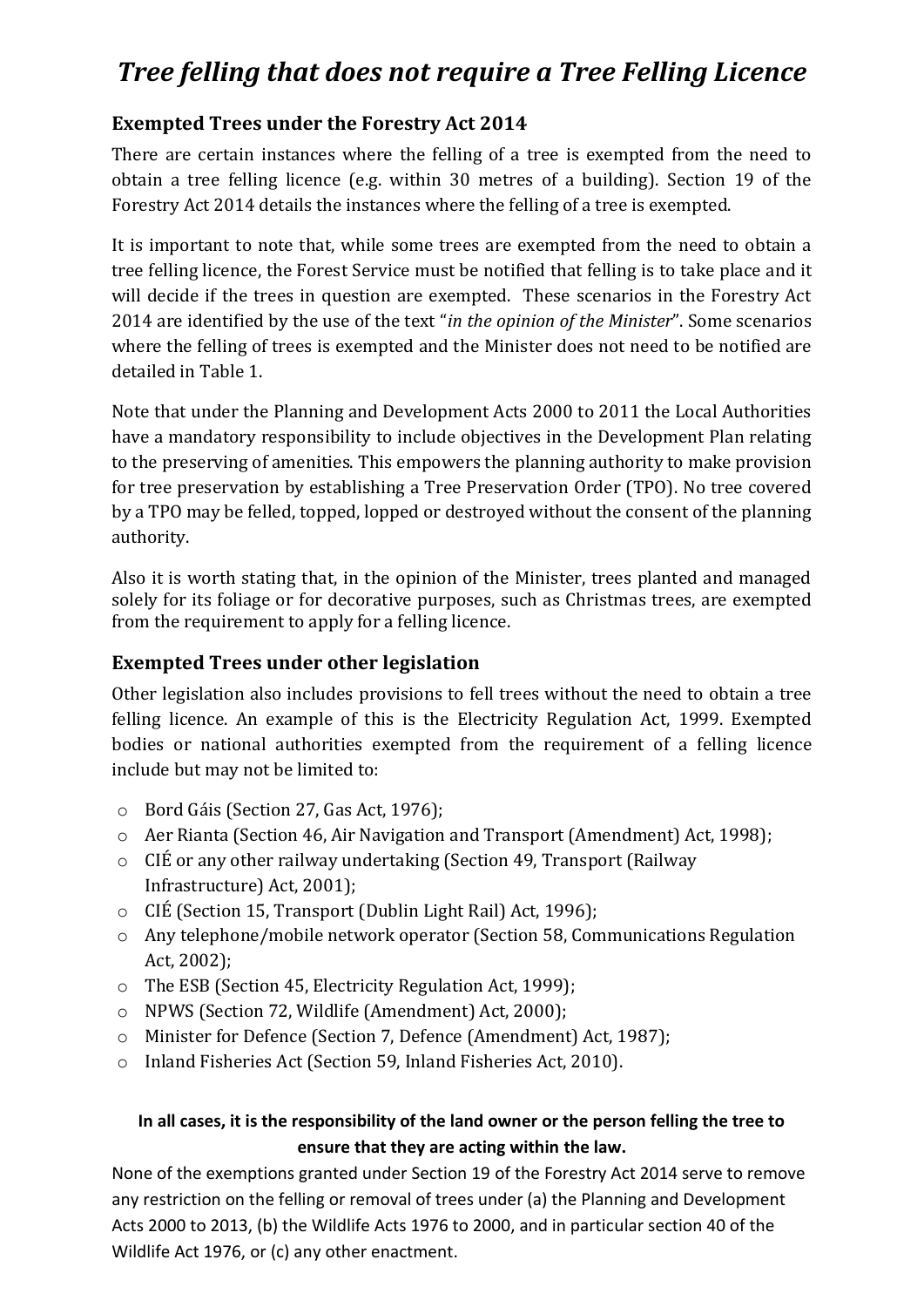# *Tree felling that does not require a Tree Felling Licence*

## Exempted Trees under the Forestry Act 2014

There are certain instances where the felling of a tree is exempted from the need to obtain a tree felling licence (e.g. within 30 metres of a building). Section 19 of the Forestry Act 2014 details the instances where the felling of a tree is exempted.

It is important to note that, while some trees are exempted from the need to obtain a tree felling licence, the Forest Service must be notified that felling is to take place and it will decide if the trees in question are exempted. These scenarios in the Forestry Act 2014 are identified by the use of the text "*in the opinion of the Minister*". Some scenarios where the felling of trees is exempted and the Minister does not need to be notified are detailed in Table 1.

Note that under the Planning and Development Acts 2000 to 2011 the Local Authorities have a mandatory responsibility to include objectives in the Development Plan relating to the preserving of amenities. This empowers the planning authority to make provision for tree preservation by establishing a Tree Preservation Order (TPO). No tree covered by a TPO may be felled, topped, lopped or destroyed without the consent of the planning authority.

Also it is worth stating that, in the opinion of the Minister, trees planted and managed solely for its foliage or for decorative purposes, such as Christmas trees, are exempted from the requirement to apply for a felling licence.

## Exempted Trees under other legislation

Other legislation also includes provisions to fell trees without the need to obtain a tree felling licence. An example of this is the Electricity Regulation Act, 1999. Exempted bodies or national authorities exempted from the requirement of a felling licence include but may not be limited to:

- Bord Gáis (Section 27, Gas Act, 1976);
- Aer Rianta (Section 46, Air Navigation and Transport (Amendment) Act, 1998);
- CIÉ or any other railway undertaking (Section 49, Transport (Railway Infrastructure) Act, 2001);
- CIÉ (Section 15, Transport (Dublin Light Rail) Act, 1996);
- Any telephone/mobile network operator (Section 58, Communications Regulation Act, 2002);
- The ESB (Section 45, Electricity Regulation Act, 1999);
- NPWS (Section 72, Wildlife (Amendment) Act, 2000);
- Minister for Defence (Section 7, Defence (Amendment) Act, 1987);
- Inland Fisheries Act (Section 59, Inland Fisheries Act, 2010).

**In all cases, it is the responsibility of the land owner or the person felling the tree to ensure that they are acting within the law.**

None of the exemptions granted under Section 19 of the Forestry Act 2014 serve to remove any restriction on the felling or removal of trees under (a) the Planning and Development Acts 2000 to 2013, (b) the Wildlife Acts 1976 to 2000, and in particular section 40 of the Wildlife Act 1976, or (c) any other enactment.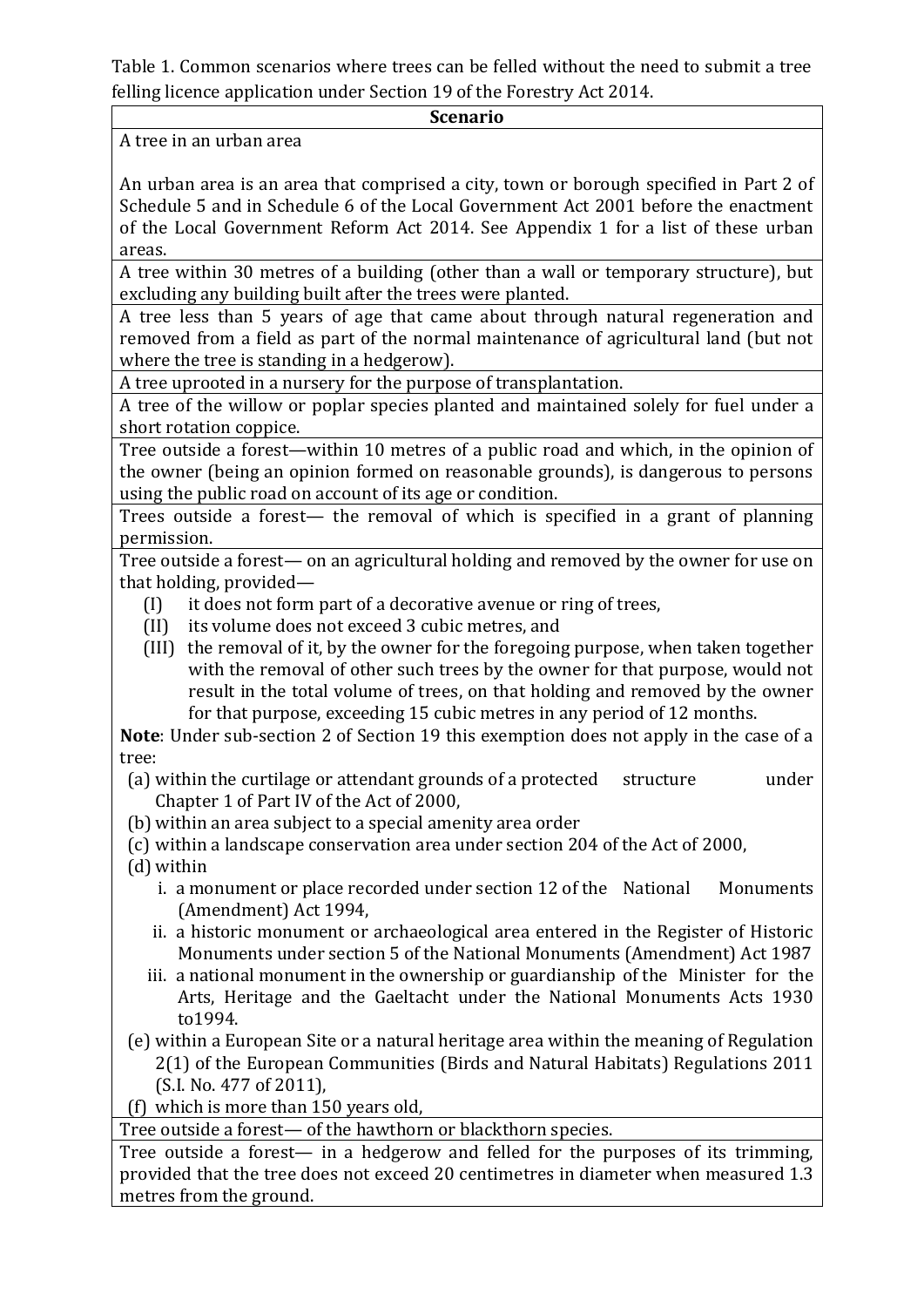Table 1. Common scenarios where trees can be felled without the need to submit a tree felling licence application under Section 19 of the Forestry Act 2014.

| Scenario |
|---|
| A tree in an urban area<br><br>An urban area is an area that comprised a city, town or borough specified in Part 2 of Schedule 5 and in Schedule 6 of the Local Government Act 2001 before the enactment of the Local Government Reform Act 2014. See Appendix 1 for a list of these urban areas. |
| A tree within 30 metres of a building (other than a wall or temporary structure), but excluding any building built after the trees were planted. |
| A tree less than 5 years of age that came about through natural regeneration and removed from a field as part of the normal maintenance of agricultural land (but not where the tree is standing in a hedgerow). |
| A tree uprooted in a nursery for the purpose of transplantation. |
| A tree of the willow or poplar species planted and maintained solely for fuel under a short rotation coppice. |
| Tree outside a forest—within 10 metres of a public road and which, in the opinion of the owner (being an opinion formed on reasonable grounds), is dangerous to persons using the public road on account of its age or condition. |
| Trees outside a forest— the removal of which is specified in a grant of planning permission. |
| Tree outside a forest— on an agricultural holding and removed by the owner for use on that holding, provided—<br>(I) it does not form part of a decorative avenue or ring of trees,<br>(II) its volume does not exceed 3 cubic metres, and<br>(III) the removal of it, by the owner for the foregoing purpose, when taken together with the removal of other such trees by the owner for that purpose, would not result in the total volume of trees, on that holding and removed by the owner for that purpose, exceeding 15 cubic metres in any period of 12 months.<br>**Note**: Under sub-section 2 of Section 19 this exemption does not apply in the case of a tree:<br>(a) within the curtilage or attendant grounds of a protected structure under Chapter 1 of Part IV of the Act of 2000,<br>(b) within an area subject to a special amenity area order<br>(c) within a landscape conservation area under section 204 of the Act of 2000,<br>(d) within<br>i. a monument or place recorded under section 12 of the National Monuments (Amendment) Act 1994,<br>ii. a historic monument or archaeological area entered in the Register of Historic Monuments under section 5 of the National Monuments (Amendment) Act 1987<br>iii. a national monument in the ownership or guardianship of the Minister for the Arts, Heritage and the Gaeltacht under the National Monuments Acts 1930 to1994.<br>(e) within a European Site or a natural heritage area within the meaning of Regulation 2(1) of the European Communities (Birds and Natural Habitats) Regulations 2011 (S.I. No. 477 of 2011),<br>(f) which is more than 150 years old, |
| Tree outside a forest— of the hawthorn or blackthorn species. |
| Tree outside a forest— in a hedgerow and felled for the purposes of its trimming, provided that the tree does not exceed 20 centimetres in diameter when measured 1.3 metres from the ground. |